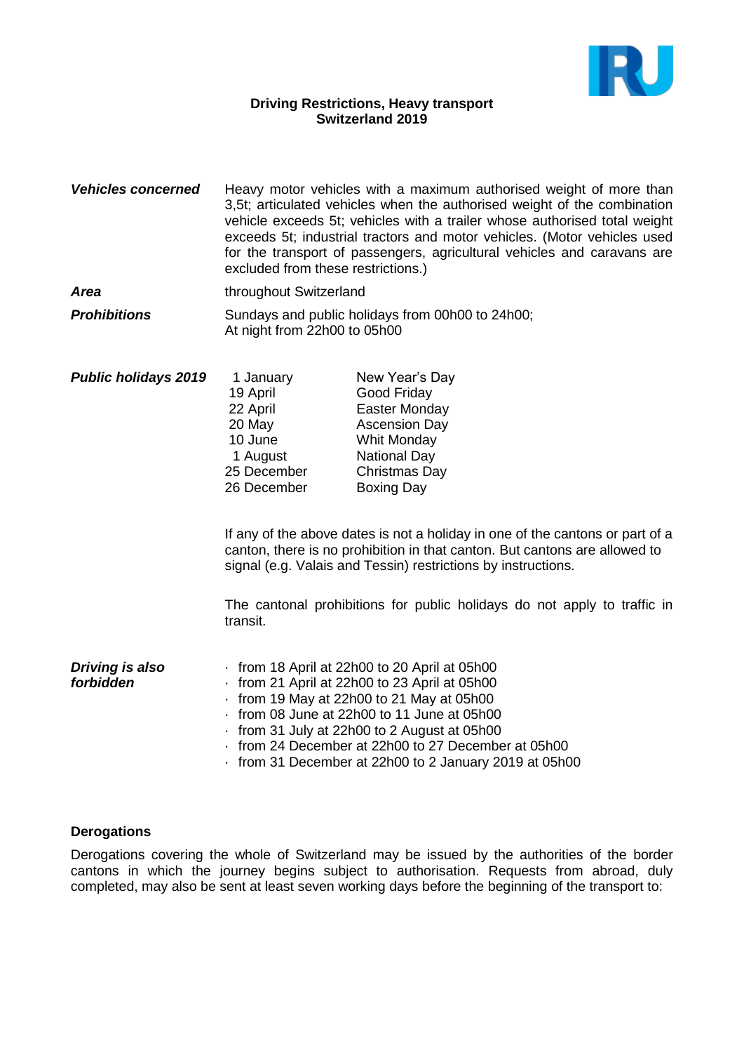## Driving Restrictions, Heavy transport
## Switzerland 2019

***Vehicles concerned*** Heavy motor vehicles with a maximum authorised weight of more than 3,5t; articulated vehicles when the authorised weight of the combination vehicle exceeds 5t; vehicles with a trailer whose authorised total weight exceeds 5t; industrial tractors and motor vehicles. (Motor vehicles used for the transport of passengers, agricultural vehicles and caravans are excluded from these restrictions.)

***Area*** throughout Switzerland

***Prohibitions*** Sundays and public holidays from 00h00 to 24h00;
At night from 22h00 to 05h00

***Public holidays 2019***

| | |
|---|---|
| 1 January | New Year's Day |
| 19 April | Good Friday |
| 22 April | Easter Monday |
| 20 May | Ascension Day |
| 10 June | Whit Monday |
| 1 August | National Day |
| 25 December | Christmas Day |
| 26 December | Boxing Day |

If any of the above dates is not a holiday in one of the cantons or part of a canton, there is no prohibition in that canton. But cantons are allowed to signal (e.g. Valais and Tessin) restrictions by instructions.

The cantonal prohibitions for public holidays do not apply to traffic in transit.

***Driving is also forbidden***

- from 18 April at 22h00 to 20 April at 05h00
- from 21 April at 22h00 to 23 April at 05h00
- from 19 May at 22h00 to 21 May at 05h00
- from 08 June at 22h00 to 11 June at 05h00
- from 31 July at 22h00 to 2 August at 05h00
- from 24 December at 22h00 to 27 December at 05h00
- from 31 December at 22h00 to 2 January 2019 at 05h00

**Derogations**

Derogations covering the whole of Switzerland may be issued by the authorities of the border cantons in which the journey begins subject to authorisation. Requests from abroad, duly completed, may also be sent at least seven working days before the beginning of the transport to: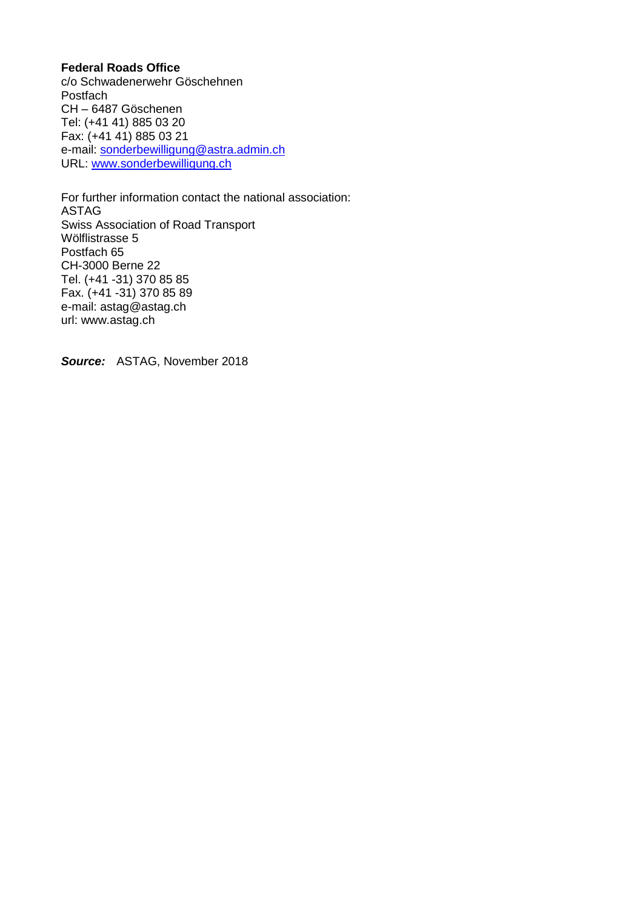**Federal Roads Office**
c/o Schwadenerwehr Göschehnen
Postfach
CH – 6487 Göschenen
Tel: (+41 41) 885 03 20
Fax: (+41 41) 885 03 21
e-mail: sonderbewilligung@astra.admin.ch
URL: www.sonderbewilligung.ch

For further information contact the national association:
ASTAG
Swiss Association of Road Transport
Wölflistrasse 5
Postfach 65
CH-3000 Berne 22
Tel. (+41 -31) 370 85 85
Fax. (+41 -31) 370 85 89
e-mail: astag@astag.ch
url: www.astag.ch

***Source:*** ASTAG, November 2018